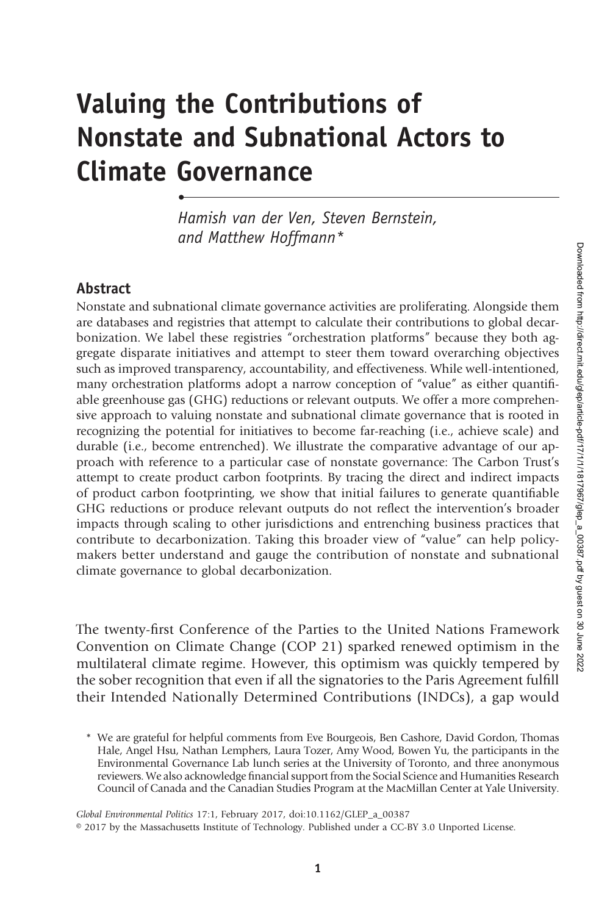# Valuing the Contributions of Nonstate and Subnational Actors to Climate Governance

*Hamish van der Ven, Steven Bernstein, and Matthew Hoffmann\**

## Abstract

Nonstate and subnational climate governance activities are proliferating. Alongside them are databases and registries that attempt to calculate their contributions to global decarbonization. We label these registries "orchestration platforms" because they both aggregate disparate initiatives and attempt to steer them toward overarching objectives such as improved transparency, accountability, and effectiveness. While well-intentioned, many orchestration platforms adopt a narrow conception of "value" as either quantifiable greenhouse gas (GHG) reductions or relevant outputs. We offer a more comprehensive approach to valuing nonstate and subnational climate governance that is rooted in recognizing the potential for initiatives to become far-reaching (i.e., achieve scale) and durable (i.e., become entrenched). We illustrate the comparative advantage of our approach with reference to a particular case of nonstate governance: The Carbon Trust's attempt to create product carbon footprints. By tracing the direct and indirect impacts of product carbon footprinting, we show that initial failures to generate quantifiable GHG reductions or produce relevant outputs do not reflect the intervention's broader impacts through scaling to other jurisdictions and entrenching business practices that contribute to decarbonization. Taking this broader view of "value" can help policymakers better understand and gauge the contribution of nonstate and subnational climate governance to global decarbonization.

The twenty-first Conference of the Parties to the United Nations Framework Convention on Climate Change (COP 21) sparked renewed optimism in the multilateral climate regime. However, this optimism was quickly tempered by the sober recognition that even if all the signatories to the Paris Agreement fulfill their Intended Nationally Determined Contributions (INDCs), a gap would

\* We are grateful for helpful comments from Eve Bourgeois, Ben Cashore, David Gordon, Thomas Hale, Angel Hsu, Nathan Lemphers, Laura Tozer, Amy Wood, Bowen Yu, the participants in the Environmental Governance Lab lunch series at the University of Toronto, and three anonymous reviewers. We also acknowledge financial support from the Social Science and Humanities Research Council of Canada and the Canadian Studies Program at the MacMillan Center at Yale University.

*Global Environmental Politics* 17:1, February 2017, doi:10.1162/GLEP_a_00387
© 2017 by the Massachusetts Institute of Technology. Published under a CC-BY 3.0 Unported License.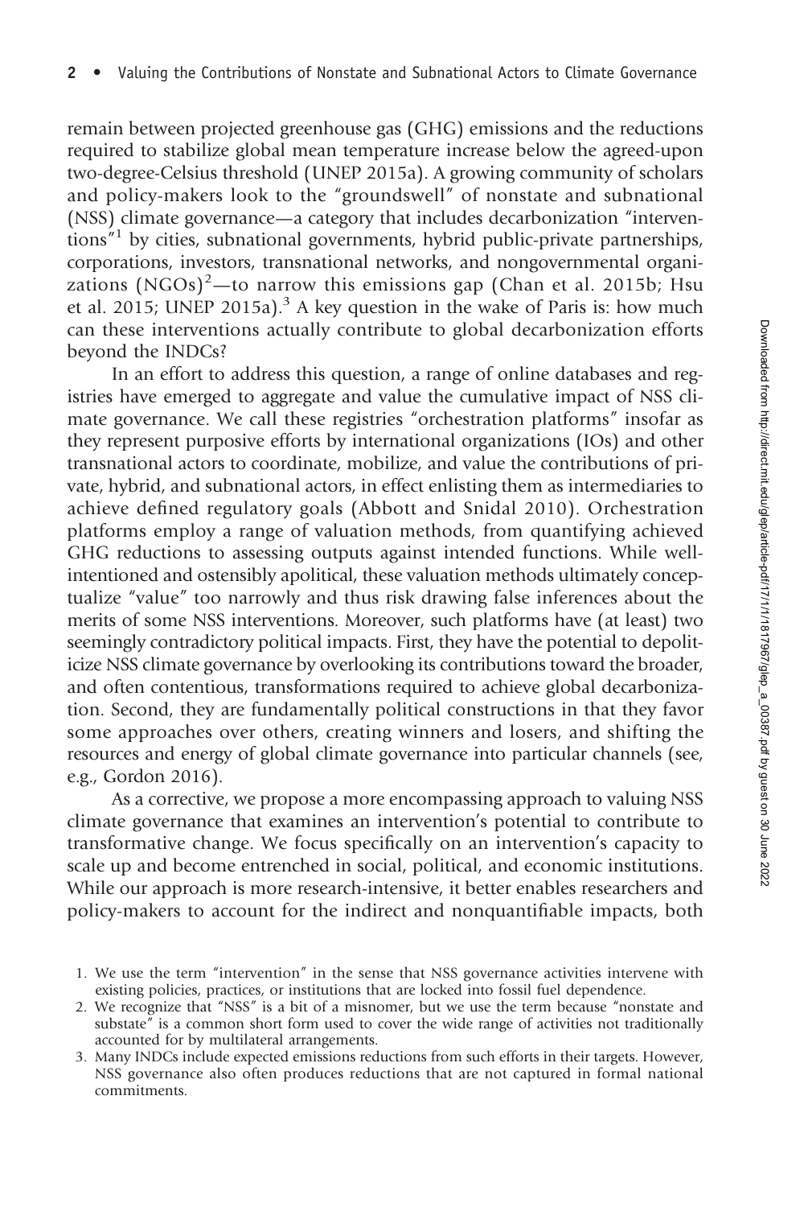remain between projected greenhouse gas (GHG) emissions and the reductions required to stabilize global mean temperature increase below the agreed-upon two-degree-Celsius threshold (UNEP 2015a). A growing community of scholars and policy-makers look to the "groundswell" of nonstate and subnational (NSS) climate governance—a category that includes decarbonization "interventions"[1] by cities, subnational governments, hybrid public-private partnerships, corporations, investors, transnational networks, and nongovernmental organizations (NGOs)[2]—to narrow this emissions gap (Chan et al. 2015b; Hsu et al. 2015; UNEP 2015a).[3] A key question in the wake of Paris is: how much can these interventions actually contribute to global decarbonization efforts beyond the INDCs?

In an effort to address this question, a range of online databases and registries have emerged to aggregate and value the cumulative impact of NSS climate governance. We call these registries "orchestration platforms" insofar as they represent purposive efforts by international organizations (IOs) and other transnational actors to coordinate, mobilize, and value the contributions of private, hybrid, and subnational actors, in effect enlisting them as intermediaries to achieve defined regulatory goals (Abbott and Snidal 2010). Orchestration platforms employ a range of valuation methods, from quantifying achieved GHG reductions to assessing outputs against intended functions. While well-intentioned and ostensibly apolitical, these valuation methods ultimately conceptualize "value" too narrowly and thus risk drawing false inferences about the merits of some NSS interventions. Moreover, such platforms have (at least) two seemingly contradictory political impacts. First, they have the potential to depoliticize NSS climate governance by overlooking its contributions toward the broader, and often contentious, transformations required to achieve global decarbonization. Second, they are fundamentally political constructions in that they favor some approaches over others, creating winners and losers, and shifting the resources and energy of global climate governance into particular channels (see, e.g., Gordon 2016).

As a corrective, we propose a more encompassing approach to valuing NSS climate governance that examines an intervention's potential to contribute to transformative change. We focus specifically on an intervention's capacity to scale up and become entrenched in social, political, and economic institutions. While our approach is more research-intensive, it better enables researchers and policy-makers to account for the indirect and nonquantifiable impacts, both

1. We use the term "intervention" in the sense that NSS governance activities intervene with existing policies, practices, or institutions that are locked into fossil fuel dependence.
2. We recognize that "NSS" is a bit of a misnomer, but we use the term because "nonstate and substate" is a common short form used to cover the wide range of activities not traditionally accounted for by multilateral arrangements.
3. Many INDCs include expected emissions reductions from such efforts in their targets. However, NSS governance also often produces reductions that are not captured in formal national commitments.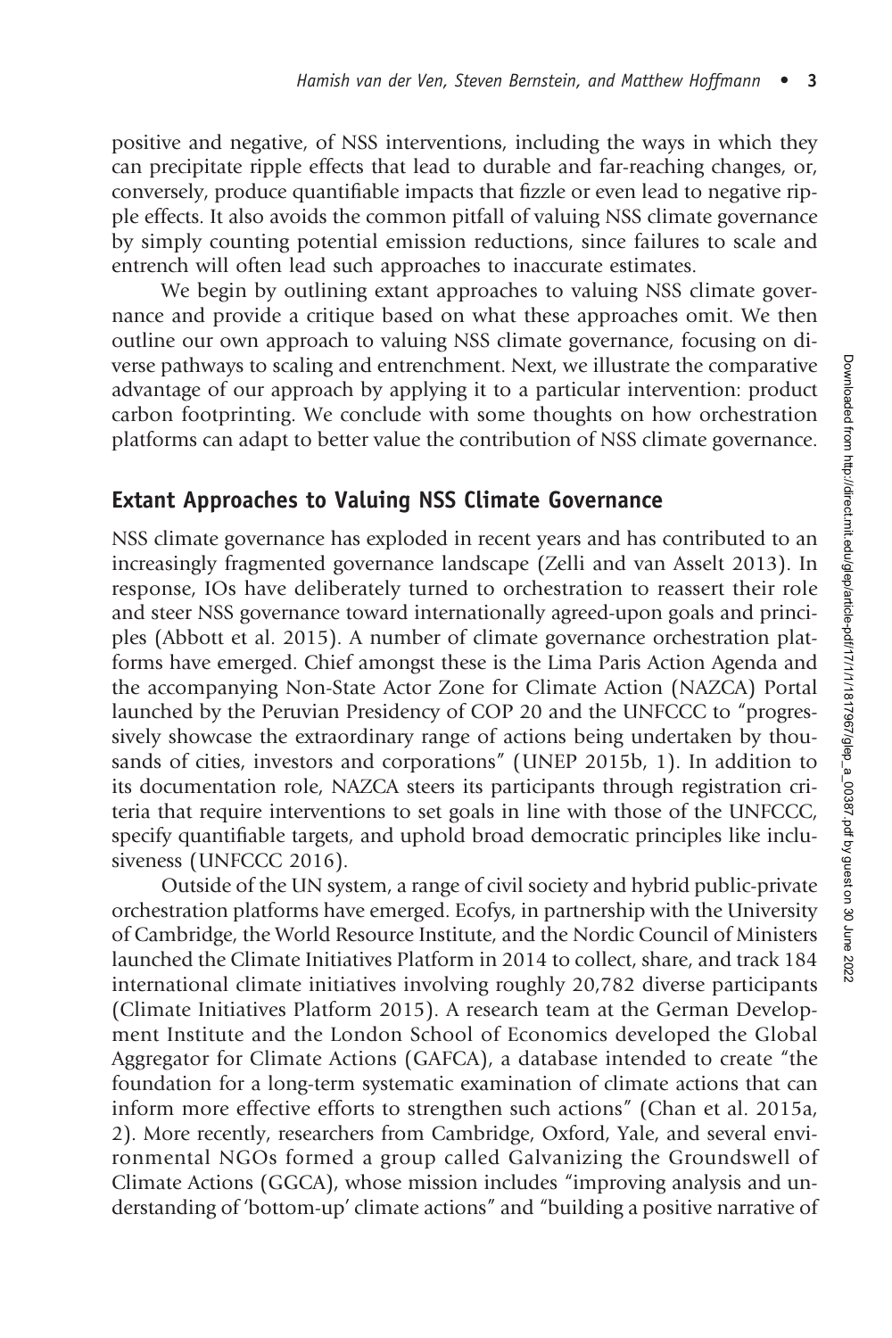positive and negative, of NSS interventions, including the ways in which they can precipitate ripple effects that lead to durable and far-reaching changes, or, conversely, produce quantifiable impacts that fizzle or even lead to negative ripple effects. It also avoids the common pitfall of valuing NSS climate governance by simply counting potential emission reductions, since failures to scale and entrench will often lead such approaches to inaccurate estimates.

We begin by outlining extant approaches to valuing NSS climate governance and provide a critique based on what these approaches omit. We then outline our own approach to valuing NSS climate governance, focusing on diverse pathways to scaling and entrenchment. Next, we illustrate the comparative advantage of our approach by applying it to a particular intervention: product carbon footprinting. We conclude with some thoughts on how orchestration platforms can adapt to better value the contribution of NSS climate governance.

## Extant Approaches to Valuing NSS Climate Governance

NSS climate governance has exploded in recent years and has contributed to an increasingly fragmented governance landscape (Zelli and van Asselt 2013). In response, IOs have deliberately turned to orchestration to reassert their role and steer NSS governance toward internationally agreed-upon goals and principles (Abbott et al. 2015). A number of climate governance orchestration platforms have emerged. Chief amongst these is the Lima Paris Action Agenda and the accompanying Non-State Actor Zone for Climate Action (NAZCA) Portal launched by the Peruvian Presidency of COP 20 and the UNFCCC to "progressively showcase the extraordinary range of actions being undertaken by thousands of cities, investors and corporations" (UNEP 2015b, 1). In addition to its documentation role, NAZCA steers its participants through registration criteria that require interventions to set goals in line with those of the UNFCCC, specify quantifiable targets, and uphold broad democratic principles like inclusiveness (UNFCCC 2016).

Outside of the UN system, a range of civil society and hybrid public-private orchestration platforms have emerged. Ecofys, in partnership with the University of Cambridge, the World Resource Institute, and the Nordic Council of Ministers launched the Climate Initiatives Platform in 2014 to collect, share, and track 184 international climate initiatives involving roughly 20,782 diverse participants (Climate Initiatives Platform 2015). A research team at the German Development Institute and the London School of Economics developed the Global Aggregator for Climate Actions (GAFCA), a database intended to create "the foundation for a long-term systematic examination of climate actions that can inform more effective efforts to strengthen such actions" (Chan et al. 2015a, 2). More recently, researchers from Cambridge, Oxford, Yale, and several environmental NGOs formed a group called Galvanizing the Groundswell of Climate Actions (GGCA), whose mission includes "improving analysis and understanding of 'bottom-up' climate actions" and "building a positive narrative of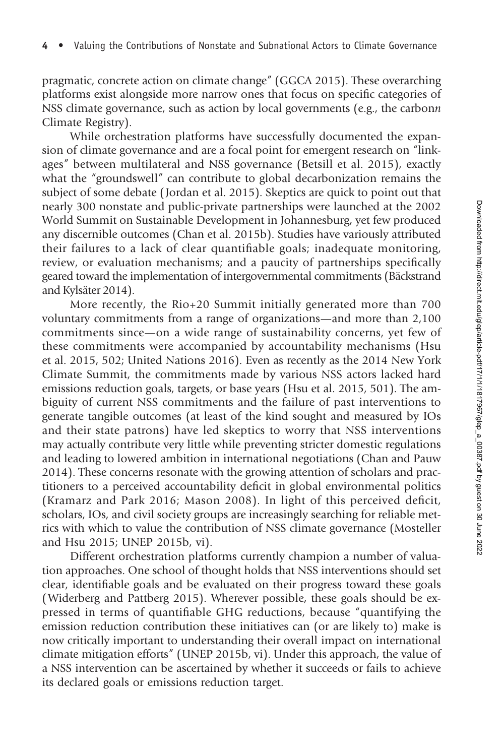pragmatic, concrete action on climate change" (GGCA 2015). These overarching platforms exist alongside more narrow ones that focus on specific categories of NSS climate governance, such as action by local governments (e.g., the carbon*n* Climate Registry).

While orchestration platforms have successfully documented the expansion of climate governance and are a focal point for emergent research on "linkages" between multilateral and NSS governance (Betsill et al. 2015), exactly what the "groundswell" can contribute to global decarbonization remains the subject of some debate (Jordan et al. 2015). Skeptics are quick to point out that nearly 300 nonstate and public-private partnerships were launched at the 2002 World Summit on Sustainable Development in Johannesburg, yet few produced any discernible outcomes (Chan et al. 2015b). Studies have variously attributed their failures to a lack of clear quantifiable goals; inadequate monitoring, review, or evaluation mechanisms; and a paucity of partnerships specifically geared toward the implementation of intergovernmental commitments (Bäckstrand and Kylsäter 2014).

More recently, the Rio+20 Summit initially generated more than 700 voluntary commitments from a range of organizations—and more than 2,100 commitments since—on a wide range of sustainability concerns, yet few of these commitments were accompanied by accountability mechanisms (Hsu et al. 2015, 502; United Nations 2016). Even as recently as the 2014 New York Climate Summit, the commitments made by various NSS actors lacked hard emissions reduction goals, targets, or base years (Hsu et al. 2015, 501). The ambiguity of current NSS commitments and the failure of past interventions to generate tangible outcomes (at least of the kind sought and measured by IOs and their state patrons) have led skeptics to worry that NSS interventions may actually contribute very little while preventing stricter domestic regulations and leading to lowered ambition in international negotiations (Chan and Pauw 2014). These concerns resonate with the growing attention of scholars and practitioners to a perceived accountability deficit in global environmental politics (Kramarz and Park 2016; Mason 2008). In light of this perceived deficit, scholars, IOs, and civil society groups are increasingly searching for reliable metrics with which to value the contribution of NSS climate governance (Mosteller and Hsu 2015; UNEP 2015b, vi).

Different orchestration platforms currently champion a number of valuation approaches. One school of thought holds that NSS interventions should set clear, identifiable goals and be evaluated on their progress toward these goals (Widerberg and Pattberg 2015). Wherever possible, these goals should be expressed in terms of quantifiable GHG reductions, because "quantifying the emission reduction contribution these initiatives can (or are likely to) make is now critically important to understanding their overall impact on international climate mitigation efforts" (UNEP 2015b, vi). Under this approach, the value of a NSS intervention can be ascertained by whether it succeeds or fails to achieve its declared goals or emissions reduction target.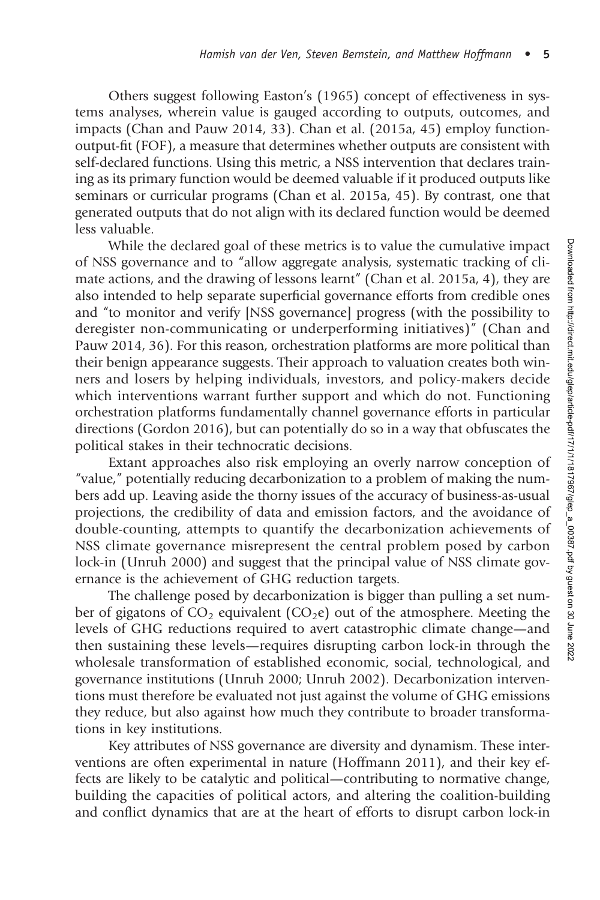Others suggest following Easton's (1965) concept of effectiveness in systems analyses, wherein value is gauged according to outputs, outcomes, and impacts (Chan and Pauw 2014, 33). Chan et al. (2015a, 45) employ function-output-fit (FOF), a measure that determines whether outputs are consistent with self-declared functions. Using this metric, a NSS intervention that declares training as its primary function would be deemed valuable if it produced outputs like seminars or curricular programs (Chan et al. 2015a, 45). By contrast, one that generated outputs that do not align with its declared function would be deemed less valuable.

While the declared goal of these metrics is to value the cumulative impact of NSS governance and to "allow aggregate analysis, systematic tracking of climate actions, and the drawing of lessons learnt" (Chan et al. 2015a, 4), they are also intended to help separate superficial governance efforts from credible ones and "to monitor and verify [NSS governance] progress (with the possibility to deregister non-communicating or underperforming initiatives)" (Chan and Pauw 2014, 36). For this reason, orchestration platforms are more political than their benign appearance suggests. Their approach to valuation creates both winners and losers by helping individuals, investors, and policy-makers decide which interventions warrant further support and which do not. Functioning orchestration platforms fundamentally channel governance efforts in particular directions (Gordon 2016), but can potentially do so in a way that obfuscates the political stakes in their technocratic decisions.

Extant approaches also risk employing an overly narrow conception of "value," potentially reducing decarbonization to a problem of making the numbers add up. Leaving aside the thorny issues of the accuracy of business-as-usual projections, the credibility of data and emission factors, and the avoidance of double-counting, attempts to quantify the decarbonization achievements of NSS climate governance misrepresent the central problem posed by carbon lock-in (Unruh 2000) and suggest that the principal value of NSS climate governance is the achievement of GHG reduction targets.

The challenge posed by decarbonization is bigger than pulling a set number of gigatons of $CO_2$ equivalent ($CO_2e$) out of the atmosphere. Meeting the levels of GHG reductions required to avert catastrophic climate change—and then sustaining these levels—requires disrupting carbon lock-in through the wholesale transformation of established economic, social, technological, and governance institutions (Unruh 2000; Unruh 2002). Decarbonization interventions must therefore be evaluated not just against the volume of GHG emissions they reduce, but also against how much they contribute to broader transformations in key institutions.

Key attributes of NSS governance are diversity and dynamism. These interventions are often experimental in nature (Hoffmann 2011), and their key effects are likely to be catalytic and political—contributing to normative change, building the capacities of political actors, and altering the coalition-building and conflict dynamics that are at the heart of efforts to disrupt carbon lock-in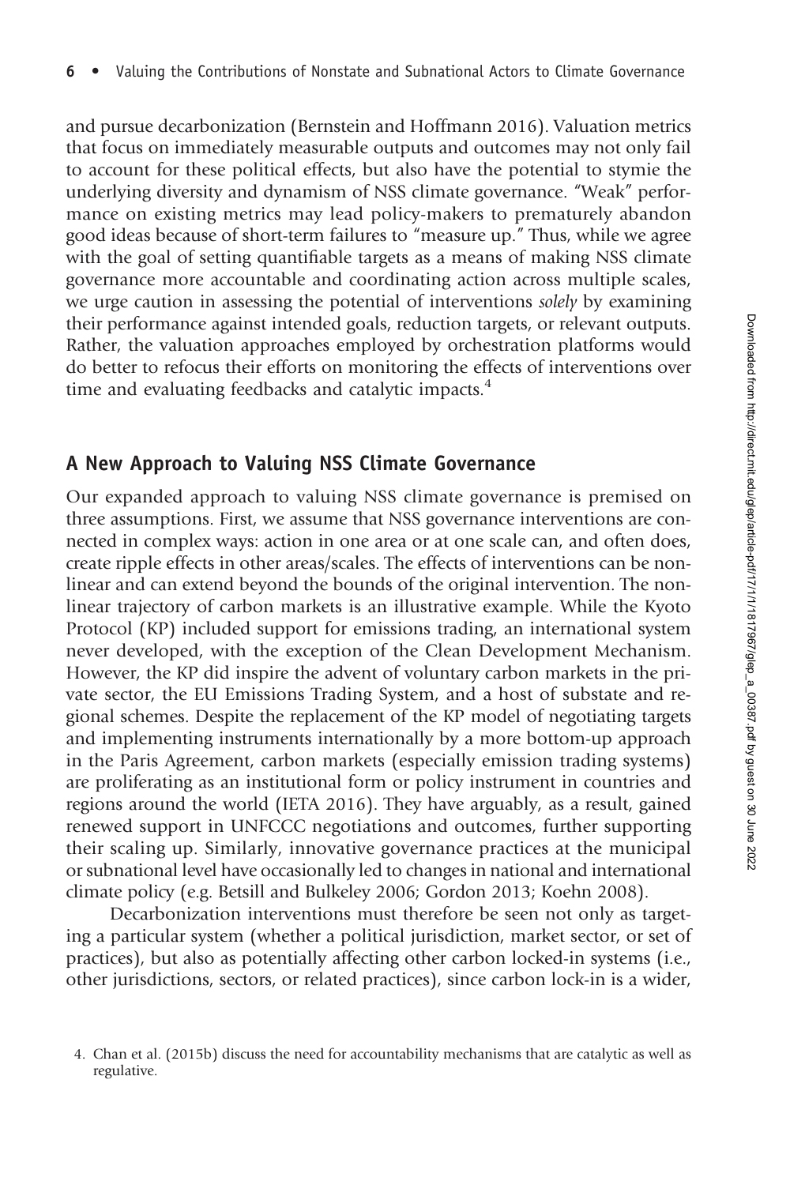and pursue decarbonization (Bernstein and Hoffmann 2016). Valuation metrics that focus on immediately measurable outputs and outcomes may not only fail to account for these political effects, but also have the potential to stymie the underlying diversity and dynamism of NSS climate governance. "Weak" performance on existing metrics may lead policy-makers to prematurely abandon good ideas because of short-term failures to "measure up." Thus, while we agree with the goal of setting quantifiable targets as a means of making NSS climate governance more accountable and coordinating action across multiple scales, we urge caution in assessing the potential of interventions *solely* by examining their performance against intended goals, reduction targets, or relevant outputs. Rather, the valuation approaches employed by orchestration platforms would do better to refocus their efforts on monitoring the effects of interventions over time and evaluating feedbacks and catalytic impacts.[4]

## A New Approach to Valuing NSS Climate Governance

Our expanded approach to valuing NSS climate governance is premised on three assumptions. First, we assume that NSS governance interventions are connected in complex ways: action in one area or at one scale can, and often does, create ripple effects in other areas/scales. The effects of interventions can be nonlinear and can extend beyond the bounds of the original intervention. The nonlinear trajectory of carbon markets is an illustrative example. While the Kyoto Protocol (KP) included support for emissions trading, an international system never developed, with the exception of the Clean Development Mechanism. However, the KP did inspire the advent of voluntary carbon markets in the private sector, the EU Emissions Trading System, and a host of substate and regional schemes. Despite the replacement of the KP model of negotiating targets and implementing instruments internationally by a more bottom-up approach in the Paris Agreement, carbon markets (especially emission trading systems) are proliferating as an institutional form or policy instrument in countries and regions around the world (IETA 2016). They have arguably, as a result, gained renewed support in UNFCCC negotiations and outcomes, further supporting their scaling up. Similarly, innovative governance practices at the municipal or subnational level have occasionally led to changes in national and international climate policy (e.g. Betsill and Bulkeley 2006; Gordon 2013; Koehn 2008).

Decarbonization interventions must therefore be seen not only as targeting a particular system (whether a political jurisdiction, market sector, or set of practices), but also as potentially affecting other carbon locked-in systems (i.e., other jurisdictions, sectors, or related practices), since carbon lock-in is a wider,

4. Chan et al. (2015b) discuss the need for accountability mechanisms that are catalytic as well as regulative.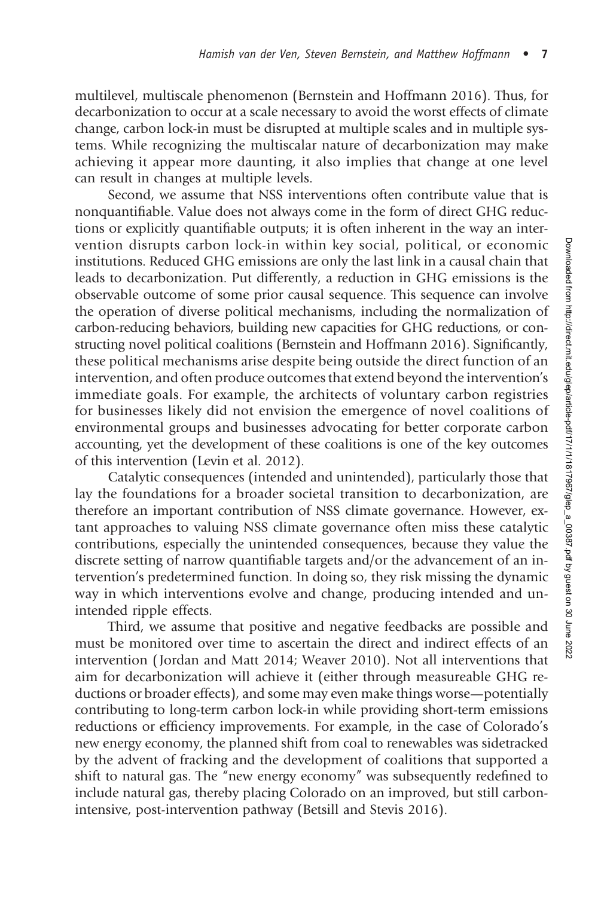multilevel, multiscale phenomenon (Bernstein and Hoffmann 2016). Thus, for decarbonization to occur at a scale necessary to avoid the worst effects of climate change, carbon lock-in must be disrupted at multiple scales and in multiple systems. While recognizing the multiscalar nature of decarbonization may make achieving it appear more daunting, it also implies that change at one level can result in changes at multiple levels.

Second, we assume that NSS interventions often contribute value that is nonquantifiable. Value does not always come in the form of direct GHG reductions or explicitly quantifiable outputs; it is often inherent in the way an intervention disrupts carbon lock-in within key social, political, or economic institutions. Reduced GHG emissions are only the last link in a causal chain that leads to decarbonization. Put differently, a reduction in GHG emissions is the observable outcome of some prior causal sequence. This sequence can involve the operation of diverse political mechanisms, including the normalization of carbon-reducing behaviors, building new capacities for GHG reductions, or constructing novel political coalitions (Bernstein and Hoffmann 2016). Significantly, these political mechanisms arise despite being outside the direct function of an intervention, and often produce outcomes that extend beyond the intervention's immediate goals. For example, the architects of voluntary carbon registries for businesses likely did not envision the emergence of novel coalitions of environmental groups and businesses advocating for better corporate carbon accounting, yet the development of these coalitions is one of the key outcomes of this intervention (Levin et al. 2012).

Catalytic consequences (intended and unintended), particularly those that lay the foundations for a broader societal transition to decarbonization, are therefore an important contribution of NSS climate governance. However, extant approaches to valuing NSS climate governance often miss these catalytic contributions, especially the unintended consequences, because they value the discrete setting of narrow quantifiable targets and/or the advancement of an intervention's predetermined function. In doing so, they risk missing the dynamic way in which interventions evolve and change, producing intended and unintended ripple effects.

Third, we assume that positive and negative feedbacks are possible and must be monitored over time to ascertain the direct and indirect effects of an intervention (Jordan and Matt 2014; Weaver 2010). Not all interventions that aim for decarbonization will achieve it (either through measureable GHG reductions or broader effects), and some may even make things worse—potentially contributing to long-term carbon lock-in while providing short-term emissions reductions or efficiency improvements. For example, in the case of Colorado's new energy economy, the planned shift from coal to renewables was sidetracked by the advent of fracking and the development of coalitions that supported a shift to natural gas. The "new energy economy" was subsequently redefined to include natural gas, thereby placing Colorado on an improved, but still carbon-intensive, post-intervention pathway (Betsill and Stevis 2016).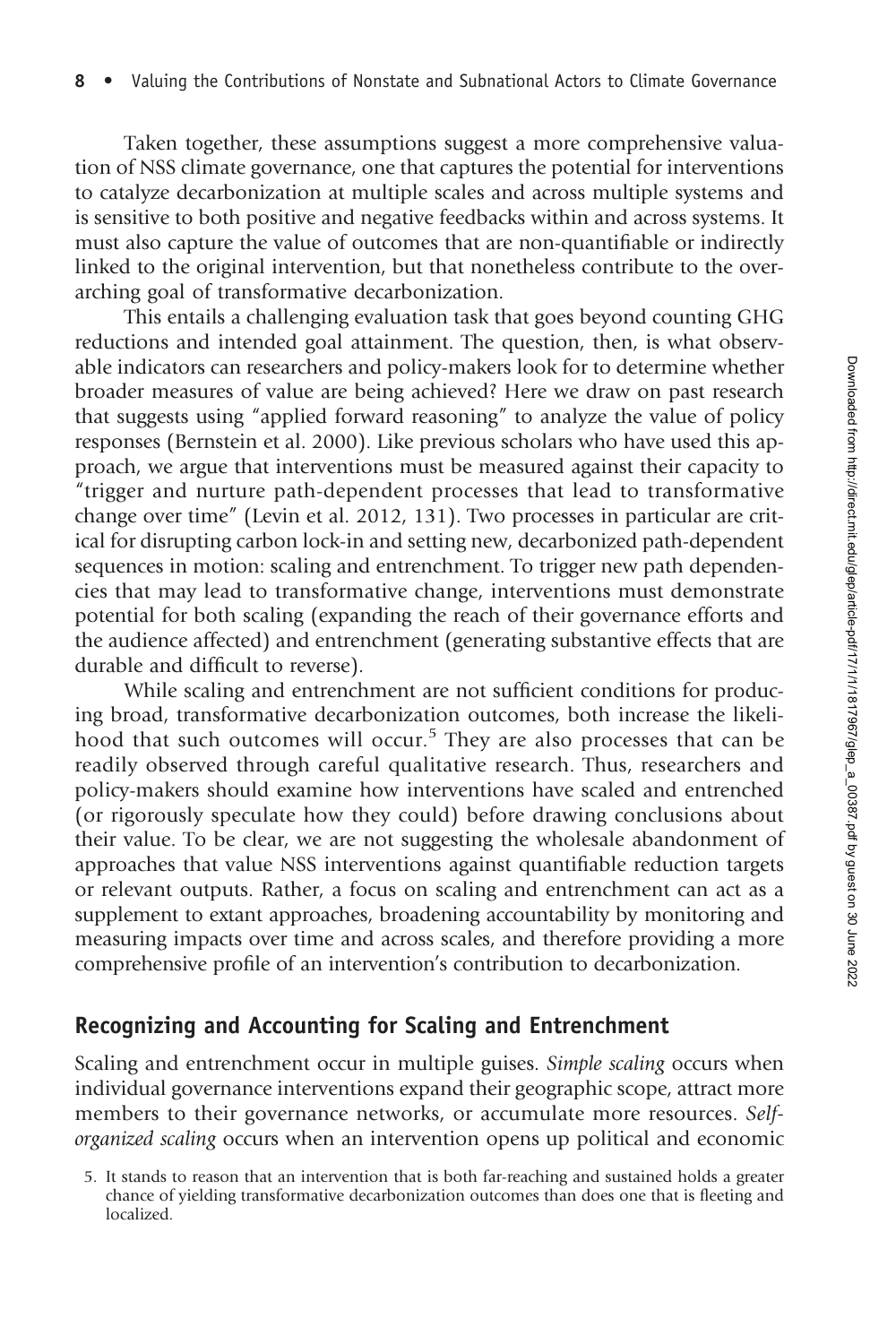Taken together, these assumptions suggest a more comprehensive valuation of NSS climate governance, one that captures the potential for interventions to catalyze decarbonization at multiple scales and across multiple systems and is sensitive to both positive and negative feedbacks within and across systems. It must also capture the value of outcomes that are non-quantifiable or indirectly linked to the original intervention, but that nonetheless contribute to the overarching goal of transformative decarbonization.

This entails a challenging evaluation task that goes beyond counting GHG reductions and intended goal attainment. The question, then, is what observable indicators can researchers and policy-makers look for to determine whether broader measures of value are being achieved? Here we draw on past research that suggests using "applied forward reasoning" to analyze the value of policy responses (Bernstein et al. 2000). Like previous scholars who have used this approach, we argue that interventions must be measured against their capacity to "trigger and nurture path-dependent processes that lead to transformative change over time" (Levin et al. 2012, 131). Two processes in particular are critical for disrupting carbon lock-in and setting new, decarbonized path-dependent sequences in motion: scaling and entrenchment. To trigger new path dependencies that may lead to transformative change, interventions must demonstrate potential for both scaling (expanding the reach of their governance efforts and the audience affected) and entrenchment (generating substantive effects that are durable and difficult to reverse).

While scaling and entrenchment are not sufficient conditions for producing broad, transformative decarbonization outcomes, both increase the likelihood that such outcomes will occur.[5] They are also processes that can be readily observed through careful qualitative research. Thus, researchers and policy-makers should examine how interventions have scaled and entrenched (or rigorously speculate how they could) before drawing conclusions about their value. To be clear, we are not suggesting the wholesale abandonment of approaches that value NSS interventions against quantifiable reduction targets or relevant outputs. Rather, a focus on scaling and entrenchment can act as a supplement to extant approaches, broadening accountability by monitoring and measuring impacts over time and across scales, and therefore providing a more comprehensive profile of an intervention's contribution to decarbonization.

## Recognizing and Accounting for Scaling and Entrenchment

Scaling and entrenchment occur in multiple guises. *Simple scaling* occurs when individual governance interventions expand their geographic scope, attract more members to their governance networks, or accumulate more resources. *Self-organized scaling* occurs when an intervention opens up political and economic

5. It stands to reason that an intervention that is both far-reaching and sustained holds a greater chance of yielding transformative decarbonization outcomes than does one that is fleeting and localized.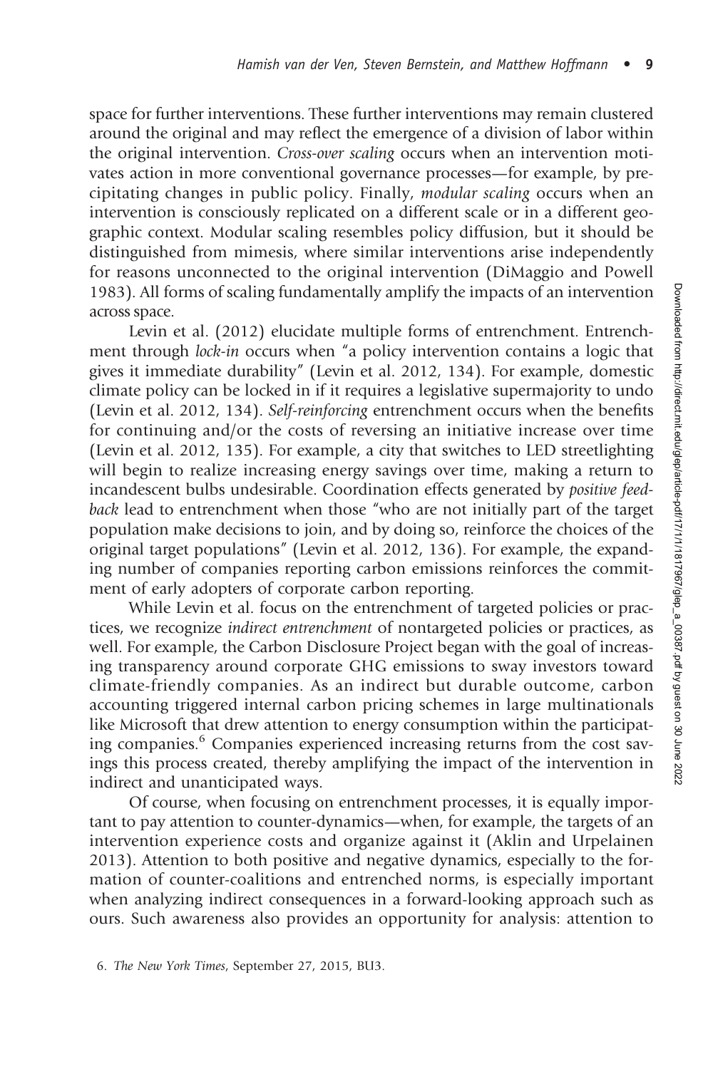space for further interventions. These further interventions may remain clustered around the original and may reflect the emergence of a division of labor within the original intervention. *Cross-over scaling* occurs when an intervention motivates action in more conventional governance processes—for example, by precipitating changes in public policy. Finally, *modular scaling* occurs when an intervention is consciously replicated on a different scale or in a different geographic context. Modular scaling resembles policy diffusion, but it should be distinguished from mimesis, where similar interventions arise independently for reasons unconnected to the original intervention (DiMaggio and Powell 1983). All forms of scaling fundamentally amplify the impacts of an intervention across space.

Levin et al. (2012) elucidate multiple forms of entrenchment. Entrenchment through *lock-in* occurs when "a policy intervention contains a logic that gives it immediate durability" (Levin et al. 2012, 134). For example, domestic climate policy can be locked in if it requires a legislative supermajority to undo (Levin et al. 2012, 134). *Self-reinforcing* entrenchment occurs when the benefits for continuing and/or the costs of reversing an initiative increase over time (Levin et al. 2012, 135). For example, a city that switches to LED streetlighting will begin to realize increasing energy savings over time, making a return to incandescent bulbs undesirable. Coordination effects generated by *positive feedback* lead to entrenchment when those "who are not initially part of the target population make decisions to join, and by doing so, reinforce the choices of the original target populations" (Levin et al. 2012, 136). For example, the expanding number of companies reporting carbon emissions reinforces the commitment of early adopters of corporate carbon reporting.

While Levin et al. focus on the entrenchment of targeted policies or practices, we recognize *indirect entrenchment* of nontargeted policies or practices, as well. For example, the Carbon Disclosure Project began with the goal of increasing transparency around corporate GHG emissions to sway investors toward climate-friendly companies. As an indirect but durable outcome, carbon accounting triggered internal carbon pricing schemes in large multinationals like Microsoft that drew attention to energy consumption within the participating companies.[6] Companies experienced increasing returns from the cost savings this process created, thereby amplifying the impact of the intervention in indirect and unanticipated ways.

Of course, when focusing on entrenchment processes, it is equally important to pay attention to counter-dynamics—when, for example, the targets of an intervention experience costs and organize against it (Aklin and Urpelainen 2013). Attention to both positive and negative dynamics, especially to the formation of counter-coalitions and entrenched norms, is especially important when analyzing indirect consequences in a forward-looking approach such as ours. Such awareness also provides an opportunity for analysis: attention to

6. *The New York Times*, September 27, 2015, BU3.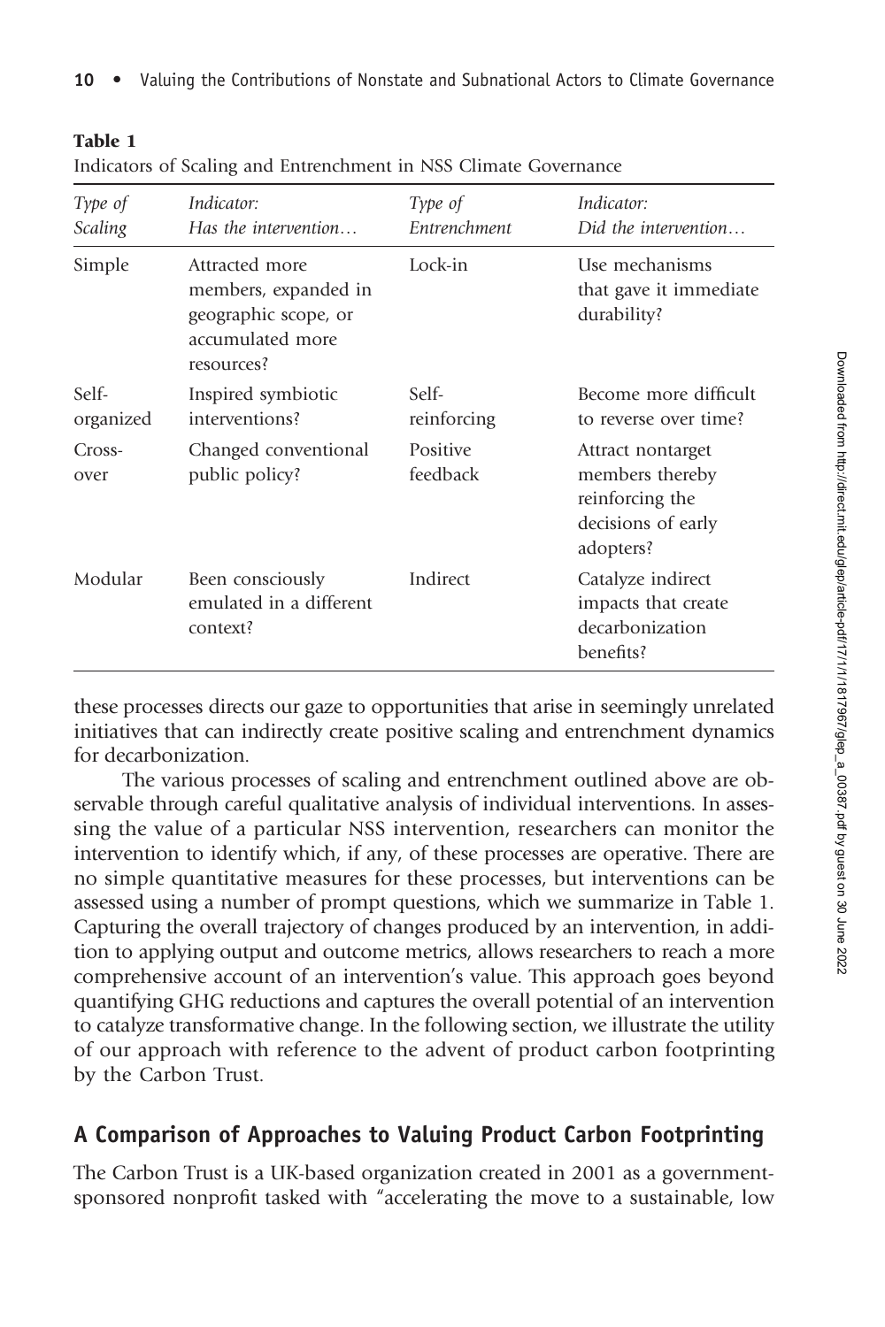**Table 1**
Indicators of Scaling and Entrenchment in NSS Climate Governance

| *Type of Scaling* | *Indicator: Has the intervention…* | *Type of Entrenchment* | *Indicator: Did the intervention…* |
|---|---|---|---|
| Simple | Attracted more members, expanded in geographic scope, or accumulated more resources? | Lock-in | Use mechanisms that gave it immediate durability? |
| Self-organized | Inspired symbiotic interventions? | Self-reinforcing | Become more difficult to reverse over time? |
| Cross-over | Changed conventional public policy? | Positive feedback | Attract nontarget members thereby reinforcing the decisions of early adopters? |
| Modular | Been consciously emulated in a different context? | Indirect | Catalyze indirect impacts that create decarbonization benefits? |

these processes directs our gaze to opportunities that arise in seemingly unrelated initiatives that can indirectly create positive scaling and entrenchment dynamics for decarbonization.

The various processes of scaling and entrenchment outlined above are observable through careful qualitative analysis of individual interventions. In assessing the value of a particular NSS intervention, researchers can monitor the intervention to identify which, if any, of these processes are operative. There are no simple quantitative measures for these processes, but interventions can be assessed using a number of prompt questions, which we summarize in Table 1. Capturing the overall trajectory of changes produced by an intervention, in addition to applying output and outcome metrics, allows researchers to reach a more comprehensive account of an intervention's value. This approach goes beyond quantifying GHG reductions and captures the overall potential of an intervention to catalyze transformative change. In the following section, we illustrate the utility of our approach with reference to the advent of product carbon footprinting by the Carbon Trust.

## A Comparison of Approaches to Valuing Product Carbon Footprinting

The Carbon Trust is a UK-based organization created in 2001 as a government-sponsored nonprofit tasked with "accelerating the move to a sustainable, low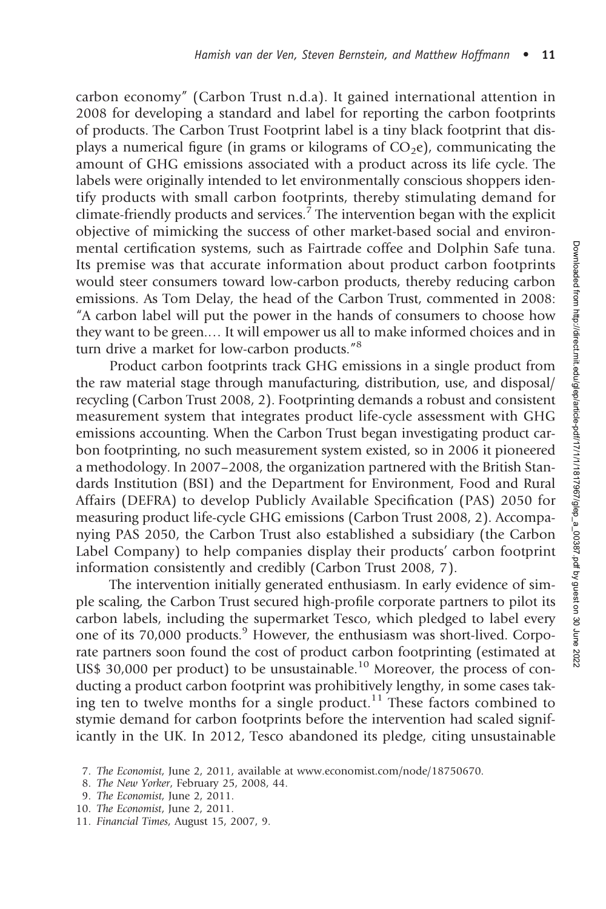carbon economy" (Carbon Trust n.d.a). It gained international attention in 2008 for developing a standard and label for reporting the carbon footprints of products. The Carbon Trust Footprint label is a tiny black footprint that displays a numerical figure (in grams or kilograms of $CO_2e$), communicating the amount of GHG emissions associated with a product across its life cycle. The labels were originally intended to let environmentally conscious shoppers identify products with small carbon footprints, thereby stimulating demand for climate-friendly products and services.[7] The intervention began with the explicit objective of mimicking the success of other market-based social and environmental certification systems, such as Fairtrade coffee and Dolphin Safe tuna. Its premise was that accurate information about product carbon footprints would steer consumers toward low-carbon products, thereby reducing carbon emissions. As Tom Delay, the head of the Carbon Trust, commented in 2008: "A carbon label will put the power in the hands of consumers to choose how they want to be green.... It will empower us all to make informed choices and in turn drive a market for low-carbon products."[8]

Product carbon footprints track GHG emissions in a single product from the raw material stage through manufacturing, distribution, use, and disposal/recycling (Carbon Trust 2008, 2). Footprinting demands a robust and consistent measurement system that integrates product life-cycle assessment with GHG emissions accounting. When the Carbon Trust began investigating product carbon footprinting, no such measurement system existed, so in 2006 it pioneered a methodology. In 2007–2008, the organization partnered with the British Standards Institution (BSI) and the Department for Environment, Food and Rural Affairs (DEFRA) to develop Publicly Available Specification (PAS) 2050 for measuring product life-cycle GHG emissions (Carbon Trust 2008, 2). Accompanying PAS 2050, the Carbon Trust also established a subsidiary (the Carbon Label Company) to help companies display their products' carbon footprint information consistently and credibly (Carbon Trust 2008, 7).

The intervention initially generated enthusiasm. In early evidence of simple scaling, the Carbon Trust secured high-profile corporate partners to pilot its carbon labels, including the supermarket Tesco, which pledged to label every one of its 70,000 products.[9] However, the enthusiasm was short-lived. Corporate partners soon found the cost of product carbon footprinting (estimated at US$ 30,000 per product) to be unsustainable.[10] Moreover, the process of conducting a product carbon footprint was prohibitively lengthy, in some cases taking ten to twelve months for a single product.[11] These factors combined to stymie demand for carbon footprints before the intervention had scaled significantly in the UK. In 2012, Tesco abandoned its pledge, citing unsustainable

7. *The Economist*, June 2, 2011, available at www.economist.com/node/18750670.
8. *The New Yorker*, February 25, 2008, 44.
9. *The Economist*, June 2, 2011.
10. *The Economist*, June 2, 2011.
11. *Financial Times*, August 15, 2007, 9.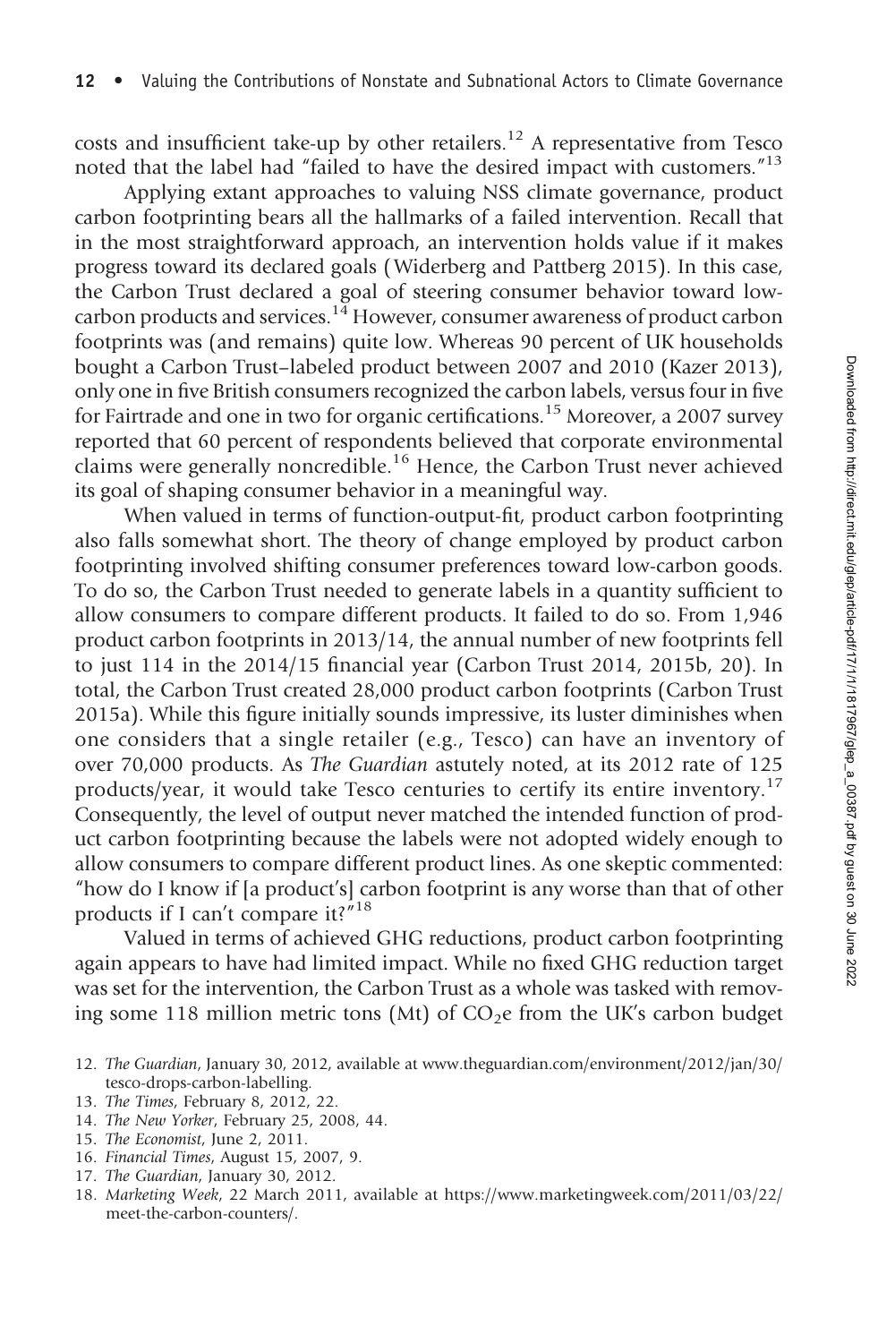costs and insufficient take-up by other retailers.[12] A representative from Tesco noted that the label had "failed to have the desired impact with customers."[13]

Applying extant approaches to valuing NSS climate governance, product carbon footprinting bears all the hallmarks of a failed intervention. Recall that in the most straightforward approach, an intervention holds value if it makes progress toward its declared goals (Widerberg and Pattberg 2015). In this case, the Carbon Trust declared a goal of steering consumer behavior toward low-carbon products and services.[14] However, consumer awareness of product carbon footprints was (and remains) quite low. Whereas 90 percent of UK households bought a Carbon Trust–labeled product between 2007 and 2010 (Kazer 2013), only one in five British consumers recognized the carbon labels, versus four in five for Fairtrade and one in two for organic certifications.[15] Moreover, a 2007 survey reported that 60 percent of respondents believed that corporate environmental claims were generally noncredible.[16] Hence, the Carbon Trust never achieved its goal of shaping consumer behavior in a meaningful way.

When valued in terms of function-output-fit, product carbon footprinting also falls somewhat short. The theory of change employed by product carbon footprinting involved shifting consumer preferences toward low-carbon goods. To do so, the Carbon Trust needed to generate labels in a quantity sufficient to allow consumers to compare different products. It failed to do so. From 1,946 product carbon footprints in 2013/14, the annual number of new footprints fell to just 114 in the 2014/15 financial year (Carbon Trust 2014, 2015b, 20). In total, the Carbon Trust created 28,000 product carbon footprints (Carbon Trust 2015a). While this figure initially sounds impressive, its luster diminishes when one considers that a single retailer (e.g., Tesco) can have an inventory of over 70,000 products. As *The Guardian* astutely noted, at its 2012 rate of 125 products/year, it would take Tesco centuries to certify its entire inventory.[17] Consequently, the level of output never matched the intended function of product carbon footprinting because the labels were not adopted widely enough to allow consumers to compare different product lines. As one skeptic commented: "how do I know if [a product's] carbon footprint is any worse than that of other products if I can't compare it?"[18]

Valued in terms of achieved GHG reductions, product carbon footprinting again appears to have had limited impact. While no fixed GHG reduction target was set for the intervention, the Carbon Trust as a whole was tasked with removing some 118 million metric tons (Mt) of $CO_2$e from the UK's carbon budget

12. *The Guardian*, January 30, 2012, available at www.theguardian.com/environment/2012/jan/30/tesco-drops-carbon-labelling.
13. *The Times*, February 8, 2012, 22.
14. *The New Yorker*, February 25, 2008, 44.
15. *The Economist*, June 2, 2011.
16. *Financial Times*, August 15, 2007, 9.
17. *The Guardian*, January 30, 2012.
18. *Marketing Week*, 22 March 2011, available at https://www.marketingweek.com/2011/03/22/meet-the-carbon-counters/.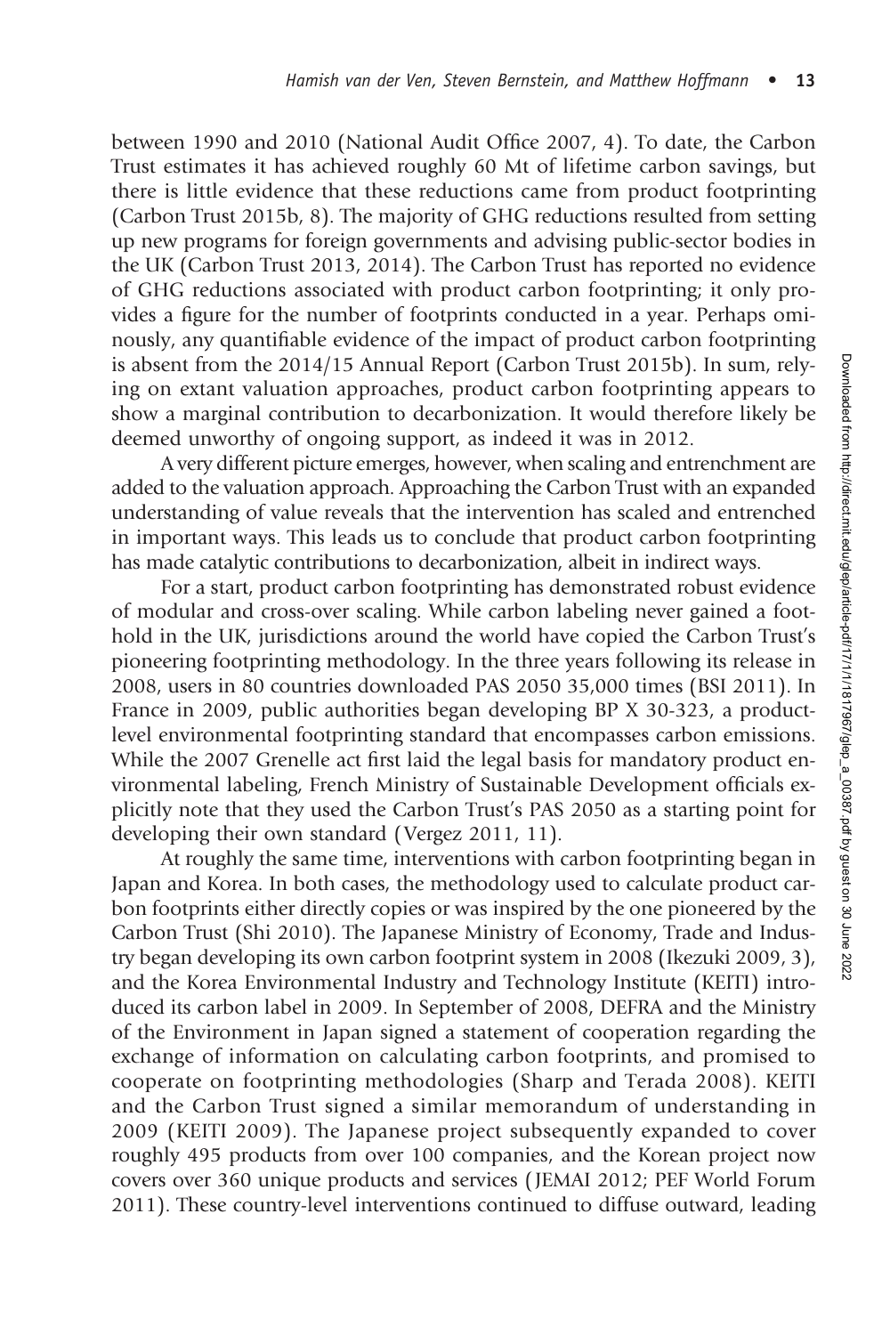between 1990 and 2010 (National Audit Office 2007, 4). To date, the Carbon Trust estimates it has achieved roughly 60 Mt of lifetime carbon savings, but there is little evidence that these reductions came from product footprinting (Carbon Trust 2015b, 8). The majority of GHG reductions resulted from setting up new programs for foreign governments and advising public-sector bodies in the UK (Carbon Trust 2013, 2014). The Carbon Trust has reported no evidence of GHG reductions associated with product carbon footprinting; it only provides a figure for the number of footprints conducted in a year. Perhaps ominously, any quantifiable evidence of the impact of product carbon footprinting is absent from the 2014/15 Annual Report (Carbon Trust 2015b). In sum, relying on extant valuation approaches, product carbon footprinting appears to show a marginal contribution to decarbonization. It would therefore likely be deemed unworthy of ongoing support, as indeed it was in 2012.

A very different picture emerges, however, when scaling and entrenchment are added to the valuation approach. Approaching the Carbon Trust with an expanded understanding of value reveals that the intervention has scaled and entrenched in important ways. This leads us to conclude that product carbon footprinting has made catalytic contributions to decarbonization, albeit in indirect ways.

For a start, product carbon footprinting has demonstrated robust evidence of modular and cross-over scaling. While carbon labeling never gained a foothold in the UK, jurisdictions around the world have copied the Carbon Trust's pioneering footprinting methodology. In the three years following its release in 2008, users in 80 countries downloaded PAS 2050 35,000 times (BSI 2011). In France in 2009, public authorities began developing BP X 30-323, a product-level environmental footprinting standard that encompasses carbon emissions. While the 2007 Grenelle act first laid the legal basis for mandatory product environmental labeling, French Ministry of Sustainable Development officials explicitly note that they used the Carbon Trust's PAS 2050 as a starting point for developing their own standard (Vergez 2011, 11).

At roughly the same time, interventions with carbon footprinting began in Japan and Korea. In both cases, the methodology used to calculate product carbon footprints either directly copies or was inspired by the one pioneered by the Carbon Trust (Shi 2010). The Japanese Ministry of Economy, Trade and Industry began developing its own carbon footprint system in 2008 (Ikezuki 2009, 3), and the Korea Environmental Industry and Technology Institute (KEITI) introduced its carbon label in 2009. In September of 2008, DEFRA and the Ministry of the Environment in Japan signed a statement of cooperation regarding the exchange of information on calculating carbon footprints, and promised to cooperate on footprinting methodologies (Sharp and Terada 2008). KEITI and the Carbon Trust signed a similar memorandum of understanding in 2009 (KEITI 2009). The Japanese project subsequently expanded to cover roughly 495 products from over 100 companies, and the Korean project now covers over 360 unique products and services (JEMAI 2012; PEF World Forum 2011). These country-level interventions continued to diffuse outward, leading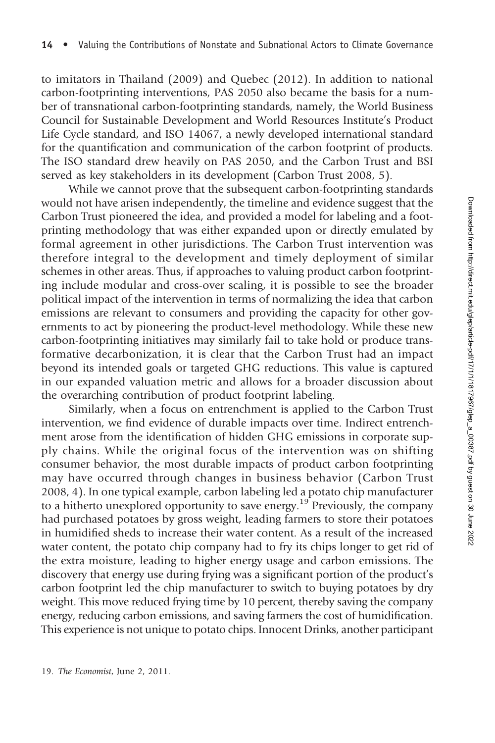to imitators in Thailand (2009) and Quebec (2012). In addition to national carbon-footprinting interventions, PAS 2050 also became the basis for a number of transnational carbon-footprinting standards, namely, the World Business Council for Sustainable Development and World Resources Institute's Product Life Cycle standard, and ISO 14067, a newly developed international standard for the quantification and communication of the carbon footprint of products. The ISO standard drew heavily on PAS 2050, and the Carbon Trust and BSI served as key stakeholders in its development (Carbon Trust 2008, 5).

While we cannot prove that the subsequent carbon-footprinting standards would not have arisen independently, the timeline and evidence suggest that the Carbon Trust pioneered the idea, and provided a model for labeling and a footprinting methodology that was either expanded upon or directly emulated by formal agreement in other jurisdictions. The Carbon Trust intervention was therefore integral to the development and timely deployment of similar schemes in other areas. Thus, if approaches to valuing product carbon footprinting include modular and cross-over scaling, it is possible to see the broader political impact of the intervention in terms of normalizing the idea that carbon emissions are relevant to consumers and providing the capacity for other governments to act by pioneering the product-level methodology. While these new carbon-footprinting initiatives may similarly fail to take hold or produce transformative decarbonization, it is clear that the Carbon Trust had an impact beyond its intended goals or targeted GHG reductions. This value is captured in our expanded valuation metric and allows for a broader discussion about the overarching contribution of product footprint labeling.

Similarly, when a focus on entrenchment is applied to the Carbon Trust intervention, we find evidence of durable impacts over time. Indirect entrenchment arose from the identification of hidden GHG emissions in corporate supply chains. While the original focus of the intervention was on shifting consumer behavior, the most durable impacts of product carbon footprinting may have occurred through changes in business behavior (Carbon Trust 2008, 4). In one typical example, carbon labeling led a potato chip manufacturer to a hitherto unexplored opportunity to save energy.[19] Previously, the company had purchased potatoes by gross weight, leading farmers to store their potatoes in humidified sheds to increase their water content. As a result of the increased water content, the potato chip company had to fry its chips longer to get rid of the extra moisture, leading to higher energy usage and carbon emissions. The discovery that energy use during frying was a significant portion of the product's carbon footprint led the chip manufacturer to switch to buying potatoes by dry weight. This move reduced frying time by 10 percent, thereby saving the company energy, reducing carbon emissions, and saving farmers the cost of humidification. This experience is not unique to potato chips. Innocent Drinks, another participant

19. *The Economist*, June 2, 2011.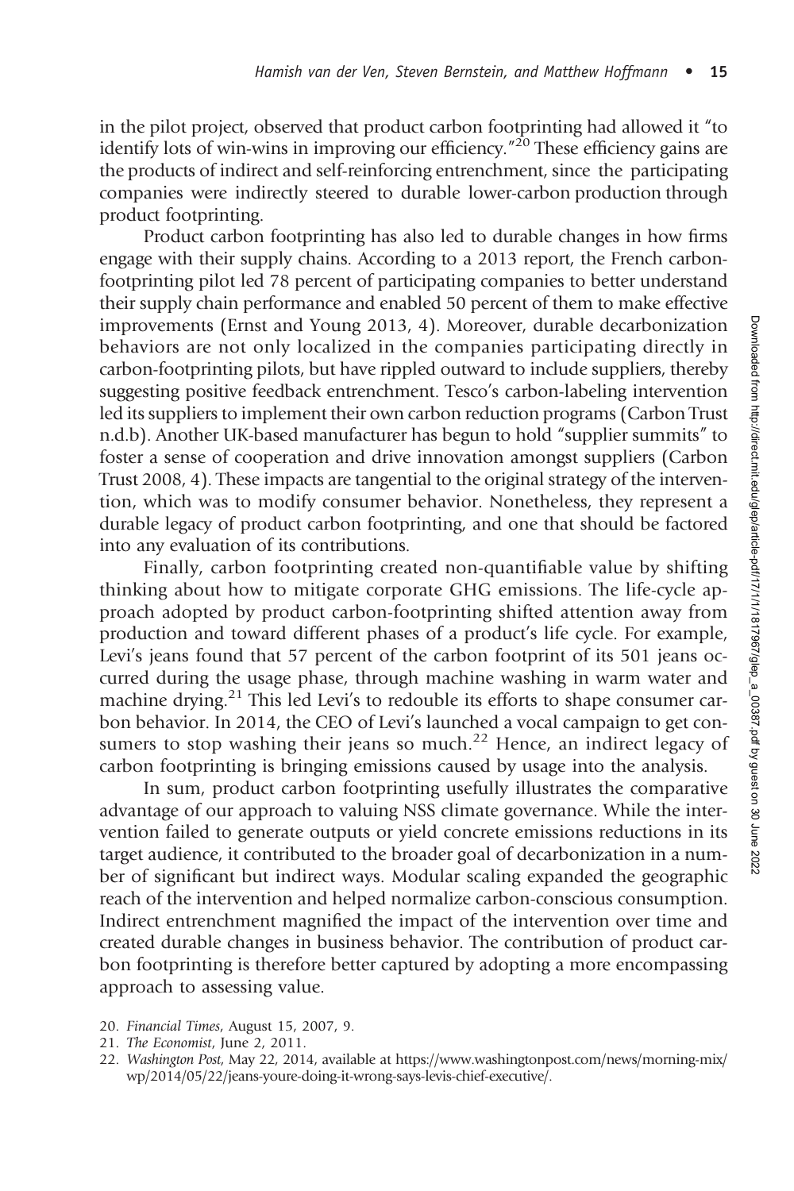in the pilot project, observed that product carbon footprinting had allowed it "to identify lots of win-wins in improving our efficiency."[20] These efficiency gains are the products of indirect and self-reinforcing entrenchment, since the participating companies were indirectly steered to durable lower-carbon production through product footprinting.

Product carbon footprinting has also led to durable changes in how firms engage with their supply chains. According to a 2013 report, the French carbon-footprinting pilot led 78 percent of participating companies to better understand their supply chain performance and enabled 50 percent of them to make effective improvements (Ernst and Young 2013, 4). Moreover, durable decarbonization behaviors are not only localized in the companies participating directly in carbon-footprinting pilots, but have rippled outward to include suppliers, thereby suggesting positive feedback entrenchment. Tesco's carbon-labeling intervention led its suppliers to implement their own carbon reduction programs (Carbon Trust n.d.b). Another UK-based manufacturer has begun to hold "supplier summits" to foster a sense of cooperation and drive innovation amongst suppliers (Carbon Trust 2008, 4). These impacts are tangential to the original strategy of the intervention, which was to modify consumer behavior. Nonetheless, they represent a durable legacy of product carbon footprinting, and one that should be factored into any evaluation of its contributions.

Finally, carbon footprinting created non-quantifiable value by shifting thinking about how to mitigate corporate GHG emissions. The life-cycle approach adopted by product carbon-footprinting shifted attention away from production and toward different phases of a product's life cycle. For example, Levi's jeans found that 57 percent of the carbon footprint of its 501 jeans occurred during the usage phase, through machine washing in warm water and machine drying.[21] This led Levi's to redouble its efforts to shape consumer carbon behavior. In 2014, the CEO of Levi's launched a vocal campaign to get consumers to stop washing their jeans so much.[22] Hence, an indirect legacy of carbon footprinting is bringing emissions caused by usage into the analysis.

In sum, product carbon footprinting usefully illustrates the comparative advantage of our approach to valuing NSS climate governance. While the intervention failed to generate outputs or yield concrete emissions reductions in its target audience, it contributed to the broader goal of decarbonization in a number of significant but indirect ways. Modular scaling expanded the geographic reach of the intervention and helped normalize carbon-conscious consumption. Indirect entrenchment magnified the impact of the intervention over time and created durable changes in business behavior. The contribution of product carbon footprinting is therefore better captured by adopting a more encompassing approach to assessing value.

20. *Financial Times*, August 15, 2007, 9.
21. *The Economist*, June 2, 2011.
22. *Washington Post*, May 22, 2014, available at https://www.washingtonpost.com/news/morning-mix/wp/2014/05/22/jeans-youre-doing-it-wrong-says-levis-chief-executive/.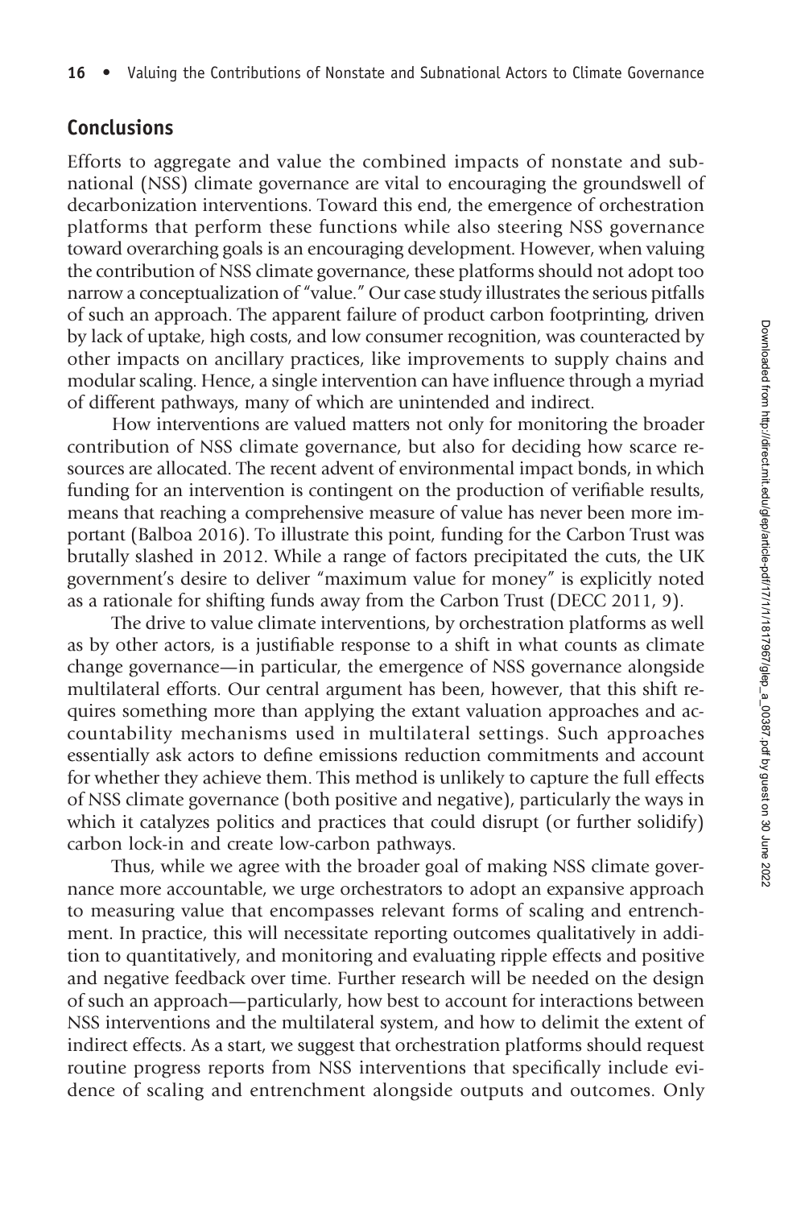## Conclusions

Efforts to aggregate and value the combined impacts of nonstate and subnational (NSS) climate governance are vital to encouraging the groundswell of decarbonization interventions. Toward this end, the emergence of orchestration platforms that perform these functions while also steering NSS governance toward overarching goals is an encouraging development. However, when valuing the contribution of NSS climate governance, these platforms should not adopt too narrow a conceptualization of "value." Our case study illustrates the serious pitfalls of such an approach. The apparent failure of product carbon footprinting, driven by lack of uptake, high costs, and low consumer recognition, was counteracted by other impacts on ancillary practices, like improvements to supply chains and modular scaling. Hence, a single intervention can have influence through a myriad of different pathways, many of which are unintended and indirect.

How interventions are valued matters not only for monitoring the broader contribution of NSS climate governance, but also for deciding how scarce resources are allocated. The recent advent of environmental impact bonds, in which funding for an intervention is contingent on the production of verifiable results, means that reaching a comprehensive measure of value has never been more important (Balboa 2016). To illustrate this point, funding for the Carbon Trust was brutally slashed in 2012. While a range of factors precipitated the cuts, the UK government's desire to deliver "maximum value for money" is explicitly noted as a rationale for shifting funds away from the Carbon Trust (DECC 2011, 9).

The drive to value climate interventions, by orchestration platforms as well as by other actors, is a justifiable response to a shift in what counts as climate change governance—in particular, the emergence of NSS governance alongside multilateral efforts. Our central argument has been, however, that this shift requires something more than applying the extant valuation approaches and accountability mechanisms used in multilateral settings. Such approaches essentially ask actors to define emissions reduction commitments and account for whether they achieve them. This method is unlikely to capture the full effects of NSS climate governance (both positive and negative), particularly the ways in which it catalyzes politics and practices that could disrupt (or further solidify) carbon lock-in and create low-carbon pathways.

Thus, while we agree with the broader goal of making NSS climate governance more accountable, we urge orchestrators to adopt an expansive approach to measuring value that encompasses relevant forms of scaling and entrenchment. In practice, this will necessitate reporting outcomes qualitatively in addition to quantitatively, and monitoring and evaluating ripple effects and positive and negative feedback over time. Further research will be needed on the design of such an approach—particularly, how best to account for interactions between NSS interventions and the multilateral system, and how to delimit the extent of indirect effects. As a start, we suggest that orchestration platforms should request routine progress reports from NSS interventions that specifically include evidence of scaling and entrenchment alongside outputs and outcomes. Only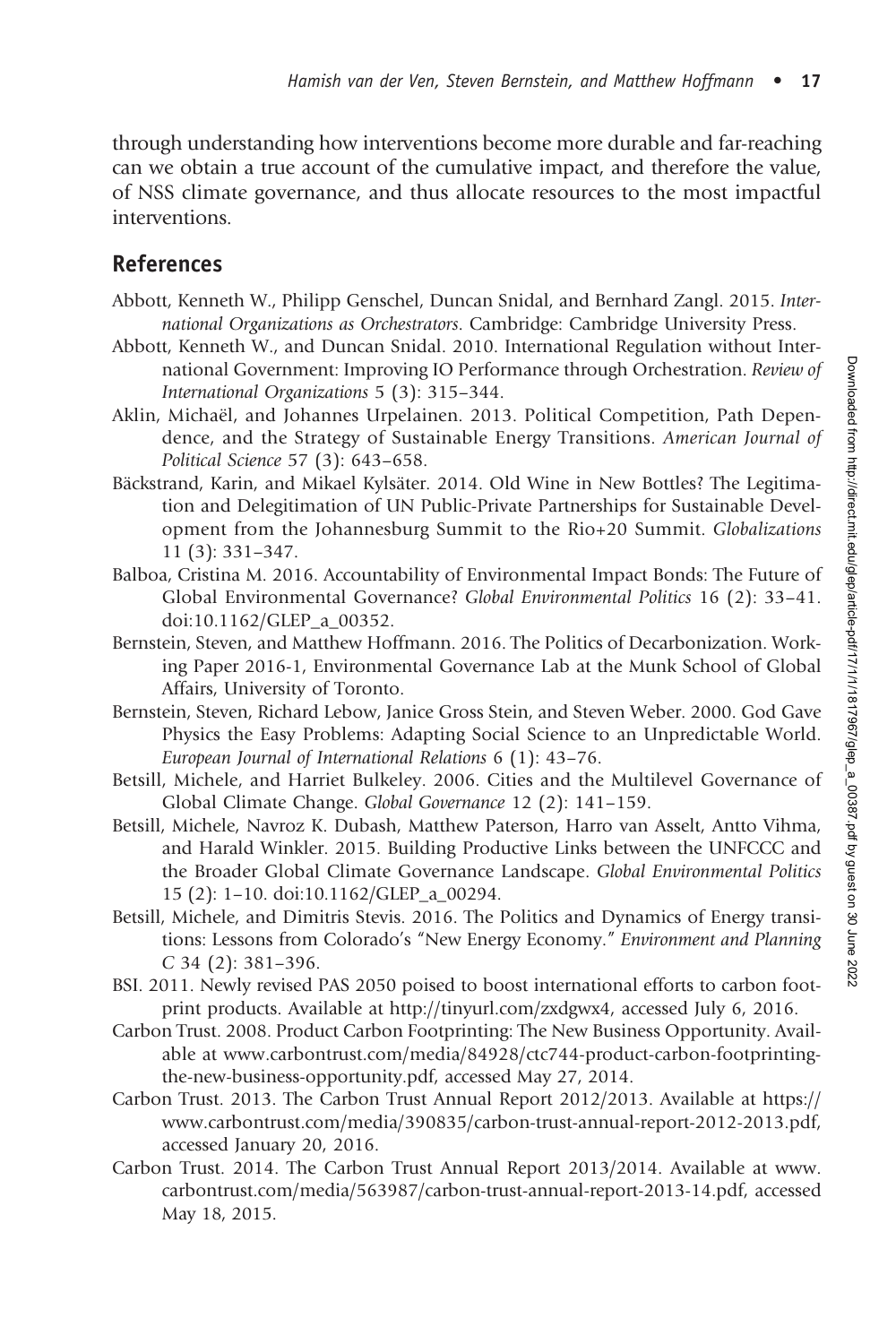through understanding how interventions become more durable and far-reaching can we obtain a true account of the cumulative impact, and therefore the value, of NSS climate governance, and thus allocate resources to the most impactful interventions.

## References

Abbott, Kenneth W., Philipp Genschel, Duncan Snidal, and Bernhard Zangl. 2015. *International Organizations as Orchestrators*. Cambridge: Cambridge University Press.

Abbott, Kenneth W., and Duncan Snidal. 2010. International Regulation without International Government: Improving IO Performance through Orchestration. *Review of International Organizations* 5 (3): 315–344.

Aklin, Michaël, and Johannes Urpelainen. 2013. Political Competition, Path Dependence, and the Strategy of Sustainable Energy Transitions. *American Journal of Political Science* 57 (3): 643–658.

Bäckstrand, Karin, and Mikael Kylsäter. 2014. Old Wine in New Bottles? The Legitimation and Delegitimation of UN Public-Private Partnerships for Sustainable Development from the Johannesburg Summit to the Rio+20 Summit. *Globalizations* 11 (3): 331–347.

Balboa, Cristina M. 2016. Accountability of Environmental Impact Bonds: The Future of Global Environmental Governance? *Global Environmental Politics* 16 (2): 33–41. doi:10.1162/GLEP_a_00352.

Bernstein, Steven, and Matthew Hoffmann. 2016. The Politics of Decarbonization. Working Paper 2016-1, Environmental Governance Lab at the Munk School of Global Affairs, University of Toronto.

Bernstein, Steven, Richard Lebow, Janice Gross Stein, and Steven Weber. 2000. God Gave Physics the Easy Problems: Adapting Social Science to an Unpredictable World. *European Journal of International Relations* 6 (1): 43–76.

Betsill, Michele, and Harriet Bulkeley. 2006. Cities and the Multilevel Governance of Global Climate Change. *Global Governance* 12 (2): 141–159.

Betsill, Michele, Navroz K. Dubash, Matthew Paterson, Harro van Asselt, Antto Vihma, and Harald Winkler. 2015. Building Productive Links between the UNFCCC and the Broader Global Climate Governance Landscape. *Global Environmental Politics* 15 (2): 1–10. doi:10.1162/GLEP_a_00294.

Betsill, Michele, and Dimitris Stevis. 2016. The Politics and Dynamics of Energy transitions: Lessons from Colorado's "New Energy Economy." *Environment and Planning C* 34 (2): 381–396.

BSI. 2011. Newly revised PAS 2050 poised to boost international efforts to carbon footprint products. Available at http://tinyurl.com/zxdgwx4, accessed July 6, 2016.

Carbon Trust. 2008. Product Carbon Footprinting: The New Business Opportunity. Available at www.carbontrust.com/media/84928/ctc744-product-carbon-footprinting-the-new-business-opportunity.pdf, accessed May 27, 2014.

Carbon Trust. 2013. The Carbon Trust Annual Report 2012/2013. Available at https://www.carbontrust.com/media/390835/carbon-trust-annual-report-2012-2013.pdf, accessed January 20, 2016.

Carbon Trust. 2014. The Carbon Trust Annual Report 2013/2014. Available at www.carbontrust.com/media/563987/carbon-trust-annual-report-2013-14.pdf, accessed May 18, 2015.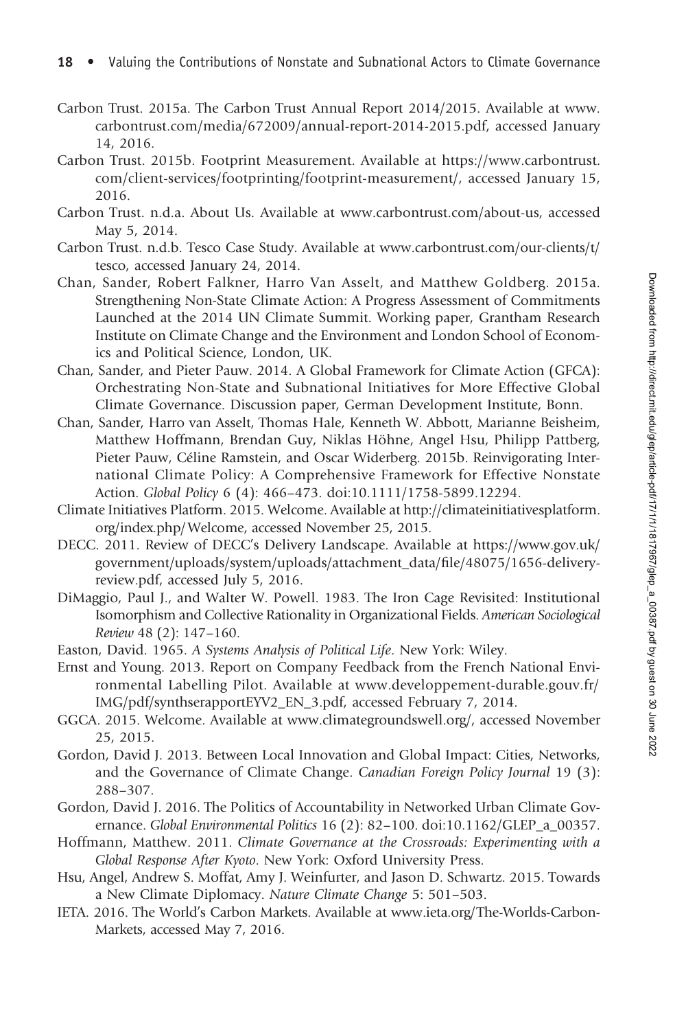Carbon Trust. 2015a. The Carbon Trust Annual Report 2014/2015. Available at www.carbontrust.com/media/672009/annual-report-2014-2015.pdf, accessed January 14, 2016.

Carbon Trust. 2015b. Footprint Measurement. Available at https://www.carbontrust.com/client-services/footprinting/footprint-measurement/, accessed January 15, 2016.

Carbon Trust. n.d.a. About Us. Available at www.carbontrust.com/about-us, accessed May 5, 2014.

Carbon Trust. n.d.b. Tesco Case Study. Available at www.carbontrust.com/our-clients/t/tesco, accessed January 24, 2014.

Chan, Sander, Robert Falkner, Harro Van Asselt, and Matthew Goldberg. 2015a. Strengthening Non-State Climate Action: A Progress Assessment of Commitments Launched at the 2014 UN Climate Summit. Working paper, Grantham Research Institute on Climate Change and the Environment and London School of Economics and Political Science, London, UK.

Chan, Sander, and Pieter Pauw. 2014. A Global Framework for Climate Action (GFCA): Orchestrating Non-State and Subnational Initiatives for More Effective Global Climate Governance. Discussion paper, German Development Institute, Bonn.

Chan, Sander, Harro van Asselt, Thomas Hale, Kenneth W. Abbott, Marianne Beisheim, Matthew Hoffmann, Brendan Guy, Niklas Höhne, Angel Hsu, Philipp Pattberg, Pieter Pauw, Céline Ramstein, and Oscar Widerberg. 2015b. Reinvigorating International Climate Policy: A Comprehensive Framework for Effective Nonstate Action. *Global Policy* 6 (4): 466–473. doi:10.1111/1758-5899.12294.

Climate Initiatives Platform. 2015. Welcome. Available at http://climateinitiativesplatform.org/index.php/Welcome, accessed November 25, 2015.

DECC. 2011. Review of DECC's Delivery Landscape. Available at https://www.gov.uk/government/uploads/system/uploads/attachment_data/file/48075/1656-delivery-review.pdf, accessed July 5, 2016.

DiMaggio, Paul J., and Walter W. Powell. 1983. The Iron Cage Revisited: Institutional Isomorphism and Collective Rationality in Organizational Fields. *American Sociological Review* 48 (2): 147–160.

Easton, David. 1965. *A Systems Analysis of Political Life*. New York: Wiley.

Ernst and Young. 2013. Report on Company Feedback from the French National Environmental Labelling Pilot. Available at www.developpement-durable.gouv.fr/IMG/pdf/synthserapportEYV2_EN_3.pdf, accessed February 7, 2014.

GGCA. 2015. Welcome. Available at www.climategroundswell.org/, accessed November 25, 2015.

Gordon, David J. 2013. Between Local Innovation and Global Impact: Cities, Networks, and the Governance of Climate Change. *Canadian Foreign Policy Journal* 19 (3): 288–307.

Gordon, David J. 2016. The Politics of Accountability in Networked Urban Climate Governance. *Global Environmental Politics* 16 (2): 82–100. doi:10.1162/GLEP_a_00357.

Hoffmann, Matthew. 2011. *Climate Governance at the Crossroads: Experimenting with a Global Response After Kyoto*. New York: Oxford University Press.

Hsu, Angel, Andrew S. Moffat, Amy J. Weinfurter, and Jason D. Schwartz. 2015. Towards a New Climate Diplomacy. *Nature Climate Change* 5: 501–503.

IETA. 2016. The World's Carbon Markets. Available at www.ieta.org/The-Worlds-Carbon-Markets, accessed May 7, 2016.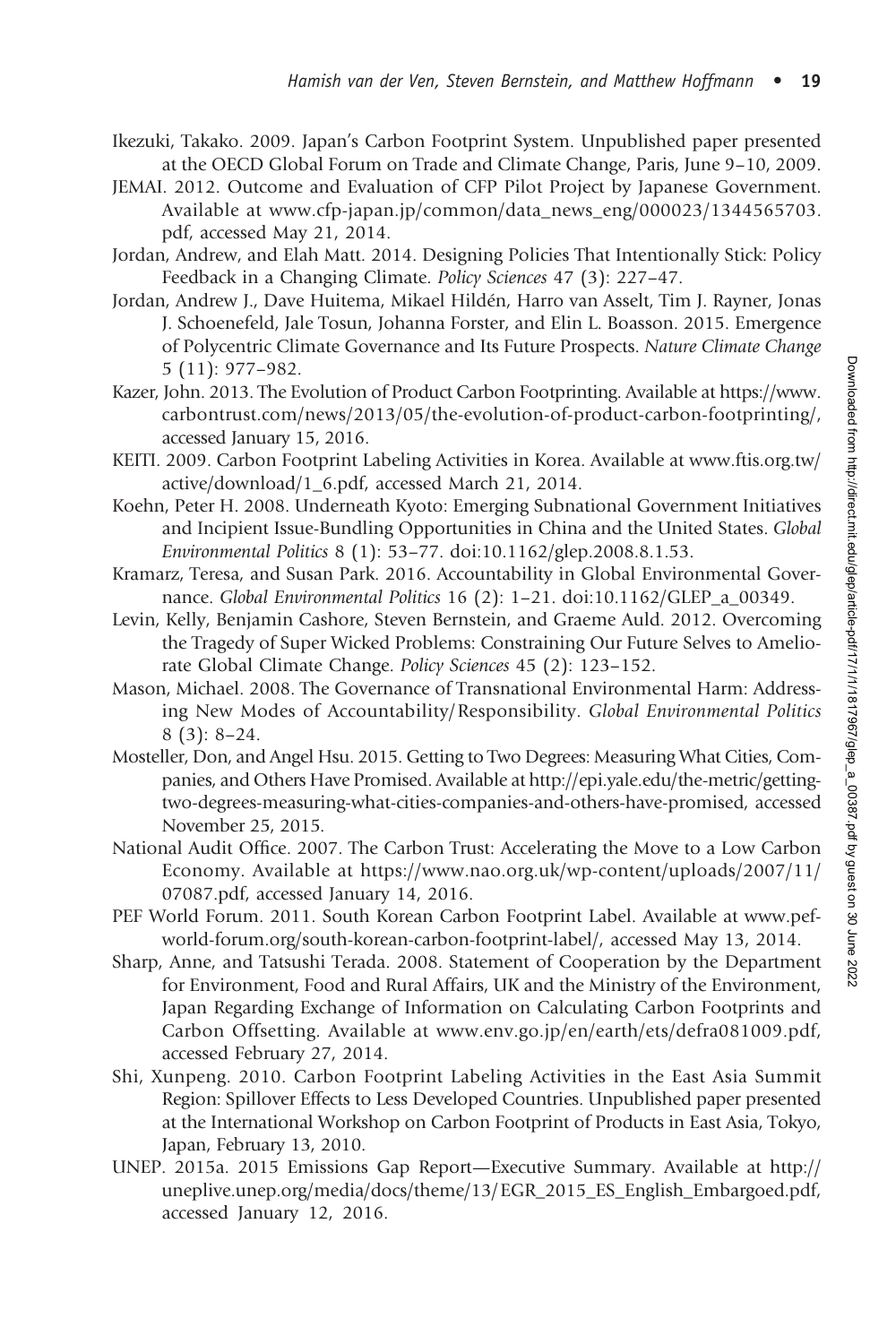Ikezuki, Takako. 2009. Japan's Carbon Footprint System. Unpublished paper presented at the OECD Global Forum on Trade and Climate Change, Paris, June 9–10, 2009.

JEMAI. 2012. Outcome and Evaluation of CFP Pilot Project by Japanese Government. Available at www.cfp-japan.jp/common/data_news_eng/000023/1344565703.pdf, accessed May 21, 2014.

Jordan, Andrew, and Elah Matt. 2014. Designing Policies That Intentionally Stick: Policy Feedback in a Changing Climate. *Policy Sciences* 47 (3): 227–47.

Jordan, Andrew J., Dave Huitema, Mikael Hildén, Harro van Asselt, Tim J. Rayner, Jonas J. Schoenefeld, Jale Tosun, Johanna Forster, and Elin L. Boasson. 2015. Emergence of Polycentric Climate Governance and Its Future Prospects. *Nature Climate Change* 5 (11): 977–982.

Kazer, John. 2013. The Evolution of Product Carbon Footprinting. Available at https://www.carbontrust.com/news/2013/05/the-evolution-of-product-carbon-footprinting/, accessed January 15, 2016.

KEITI. 2009. Carbon Footprint Labeling Activities in Korea. Available at www.ftis.org.tw/active/download/1_6.pdf, accessed March 21, 2014.

Koehn, Peter H. 2008. Underneath Kyoto: Emerging Subnational Government Initiatives and Incipient Issue-Bundling Opportunities in China and the United States. *Global Environmental Politics* 8 (1): 53–77. doi:10.1162/glep.2008.8.1.53.

Kramarz, Teresa, and Susan Park. 2016. Accountability in Global Environmental Governance. *Global Environmental Politics* 16 (2): 1–21. doi:10.1162/GLEP_a_00349.

Levin, Kelly, Benjamin Cashore, Steven Bernstein, and Graeme Auld. 2012. Overcoming the Tragedy of Super Wicked Problems: Constraining Our Future Selves to Ameliorate Global Climate Change. *Policy Sciences* 45 (2): 123–152.

Mason, Michael. 2008. The Governance of Transnational Environmental Harm: Addressing New Modes of Accountability/Responsibility. *Global Environmental Politics* 8 (3): 8–24.

Mosteller, Don, and Angel Hsu. 2015. Getting to Two Degrees: Measuring What Cities, Companies, and Others Have Promised. Available at http://epi.yale.edu/the-metric/getting-two-degrees-measuring-what-cities-companies-and-others-have-promised, accessed November 25, 2015.

National Audit Office. 2007. The Carbon Trust: Accelerating the Move to a Low Carbon Economy. Available at https://www.nao.org.uk/wp-content/uploads/2007/11/07087.pdf, accessed January 14, 2016.

PEF World Forum. 2011. South Korean Carbon Footprint Label. Available at www.pef-world-forum.org/south-korean-carbon-footprint-label/, accessed May 13, 2014.

Sharp, Anne, and Tatsushi Terada. 2008. Statement of Cooperation by the Department for Environment, Food and Rural Affairs, UK and the Ministry of the Environment, Japan Regarding Exchange of Information on Calculating Carbon Footprints and Carbon Offsetting. Available at www.env.go.jp/en/earth/ets/defra081009.pdf, accessed February 27, 2014.

Shi, Xunpeng. 2010. Carbon Footprint Labeling Activities in the East Asia Summit Region: Spillover Effects to Less Developed Countries. Unpublished paper presented at the International Workshop on Carbon Footprint of Products in East Asia, Tokyo, Japan, February 13, 2010.

UNEP. 2015a. 2015 Emissions Gap Report—Executive Summary. Available at http://uneplive.unep.org/media/docs/theme/13/EGR_2015_ES_English_Embargoed.pdf, accessed January 12, 2016.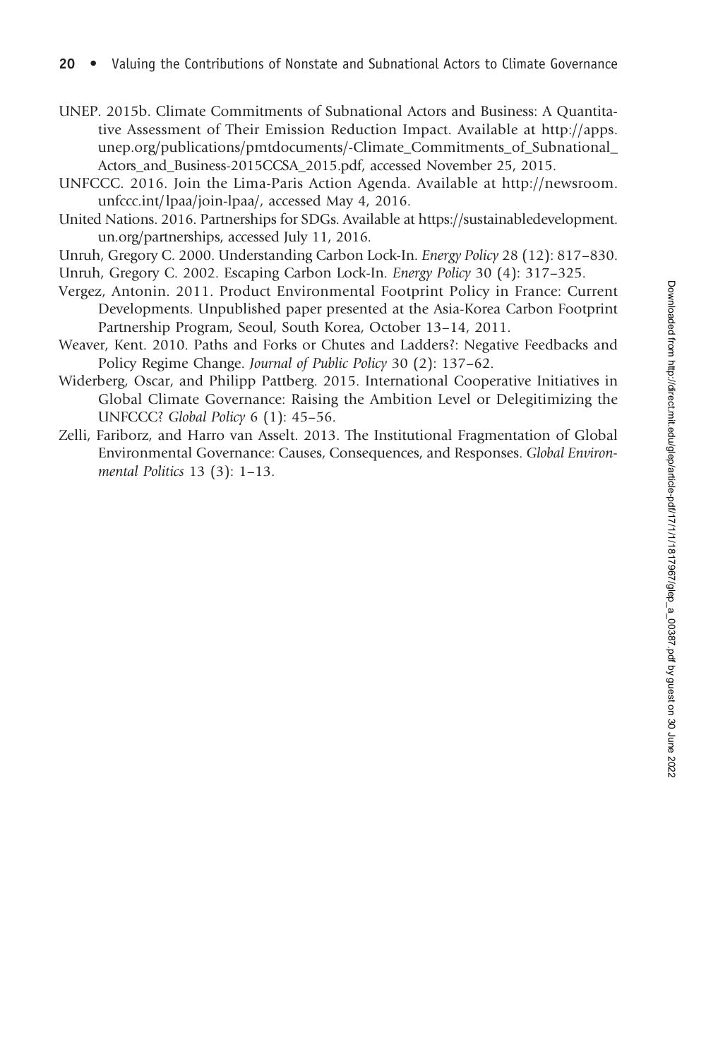UNEP. 2015b. Climate Commitments of Subnational Actors and Business: A Quantitative Assessment of Their Emission Reduction Impact. Available at http://apps.unep.org/publications/pmtdocuments/-Climate_Commitments_of_Subnational_Actors_and_Business-2015CCSA_2015.pdf, accessed November 25, 2015.

UNFCCC. 2016. Join the Lima-Paris Action Agenda. Available at http://newsroom.unfccc.int/lpaa/join-lpaa/, accessed May 4, 2016.

United Nations. 2016. Partnerships for SDGs. Available at https://sustainabledevelopment.un.org/partnerships, accessed July 11, 2016.

Unruh, Gregory C. 2000. Understanding Carbon Lock-In. *Energy Policy* 28 (12): 817–830.

Unruh, Gregory C. 2002. Escaping Carbon Lock-In. *Energy Policy* 30 (4): 317–325.

Vergez, Antonin. 2011. Product Environmental Footprint Policy in France: Current Developments. Unpublished paper presented at the Asia-Korea Carbon Footprint Partnership Program, Seoul, South Korea, October 13–14, 2011.

Weaver, Kent. 2010. Paths and Forks or Chutes and Ladders?: Negative Feedbacks and Policy Regime Change. *Journal of Public Policy* 30 (2): 137–62.

Widerberg, Oscar, and Philipp Pattberg. 2015. International Cooperative Initiatives in Global Climate Governance: Raising the Ambition Level or Delegitimizing the UNFCCC? *Global Policy* 6 (1): 45–56.

Zelli, Fariborz, and Harro van Asselt. 2013. The Institutional Fragmentation of Global Environmental Governance: Causes, Consequences, and Responses. *Global Environmental Politics* 13 (3): 1–13.